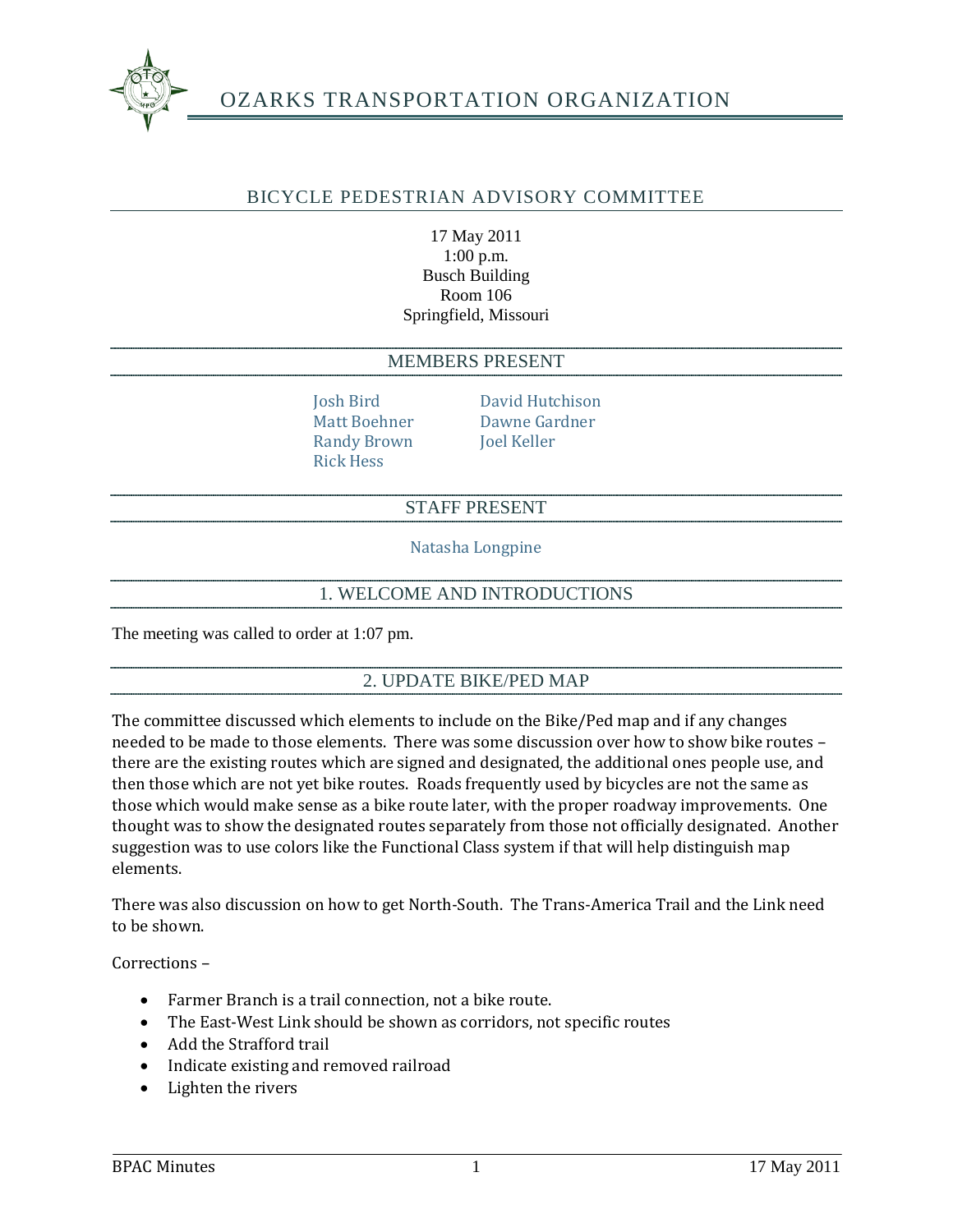# OZARKS TRANSPORTATION ORGANIZATION

## BICYCLE PEDESTRIAN ADVISORY COMMITTEE

17 May 2011
1:00 p.m.
Busch Building
Room 106
Springfield, Missouri

## MEMBERS PRESENT

Josh Bird
Matt Boehner
Randy Brown
Rick Hess
David Hutchison
Dawne Gardner
Joel Keller

## STAFF PRESENT

Natasha Longpine

## 1. WELCOME AND INTRODUCTIONS

The meeting was called to order at 1:07 pm.

## 2. UPDATE BIKE/PED MAP

The committee discussed which elements to include on the Bike/Ped map and if any changes needed to be made to those elements. There was some discussion over how to show bike routes – there are the existing routes which are signed and designated, the additional ones people use, and then those which are not yet bike routes. Roads frequently used by bicycles are not the same as those which would make sense as a bike route later, with the proper roadway improvements. One thought was to show the designated routes separately from those not officially designated. Another suggestion was to use colors like the Functional Class system if that will help distinguish map elements.

There was also discussion on how to get North-South. The Trans-America Trail and the Link need to be shown.

Corrections –

- Farmer Branch is a trail connection, not a bike route.
- The East-West Link should be shown as corridors, not specific routes
- Add the Strafford trail
- Indicate existing and removed railroad
- Lighten the rivers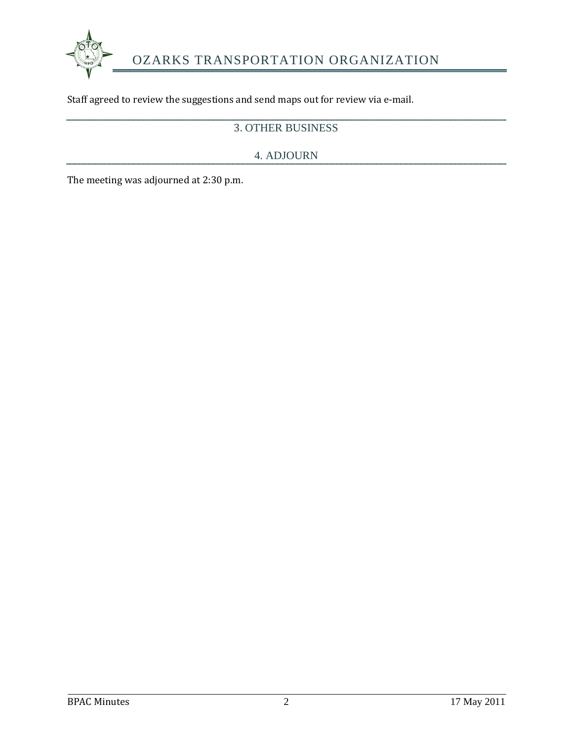Staff agreed to review the suggestions and send maps out for review via e-mail.

## 3. OTHER BUSINESS

## 4. ADJOURN

The meeting was adjourned at 2:30 p.m.